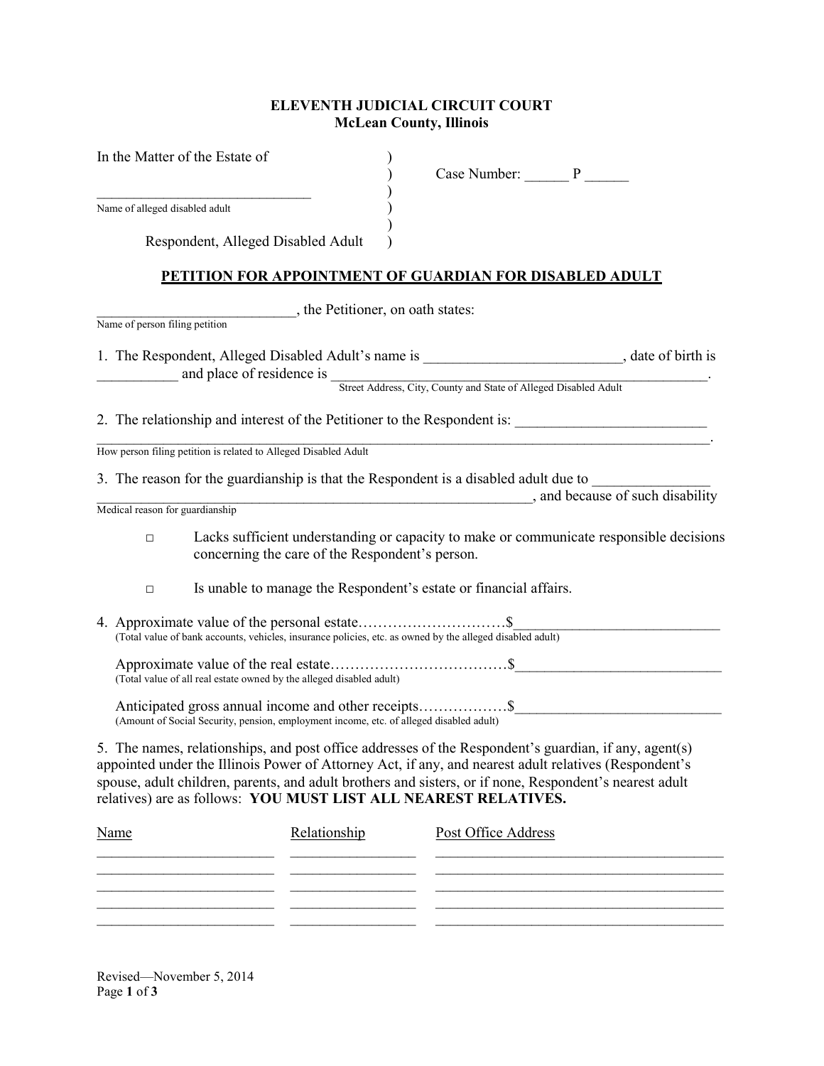**ELEVENTH JUDICIAL CIRCUIT COURT**
**McLean County, Illinois**

In the Matter of the Estate of )
) Case Number: ______ P ______
______________________________ )
Name of alleged disabled adult )
)
Respondent, Alleged Disabled Adult )

**PETITION FOR APPOINTMENT OF GUARDIAN FOR DISABLED ADULT**

____________________________, the Petitioner, on oath states:
Name of person filing petition

1. The Respondent, Alleged Disabled Adult's name is __________________________, date of birth is ___________ and place of residence is __________________________________________________.
Street Address, City, County and State of Alleged Disabled Adult

2. The relationship and interest of the Petitioner to the Respondent is: _________________________ ______________________________________________________________________________.
How person filing petition is related to Alleged Disabled Adult

3. The reason for the guardianship is that the Respondent is a disabled adult due to _______________ ______________________________________________________________, and because of such disability
Medical reason for guardianship

   - □ Lacks sufficient understanding or capacity to make or communicate responsible decisions concerning the care of the Respondent's person.

   - □ Is unable to manage the Respondent's estate or financial affairs.

4. Approximate value of the personal estate………………………….$___________________________
(Total value of bank accounts, vehicles, insurance policies, etc. as owned by the alleged disabled adult)

   Approximate value of the real estate………………………………$___________________________
   (Total value of all real estate owned by the alleged disabled adult)

   Anticipated gross annual income and other receipts………………$___________________________
   (Amount of Social Security, pension, employment income, etc. of alleged disabled adult)

5. The names, relationships, and post office addresses of the Respondent's guardian, if any, agent(s) appointed under the Illinois Power of Attorney Act, if any, and nearest adult relatives (Respondent's spouse, adult children, parents, and adult brothers and sisters, or if none, Respondent's nearest adult relatives) are as follows: **YOU MUST LIST ALL NEAREST RELATIVES.**

| Name | Relationship | Post Office Address |
|---|---|---|
| | | |
| | | |
| | | |
| | | |
| | | |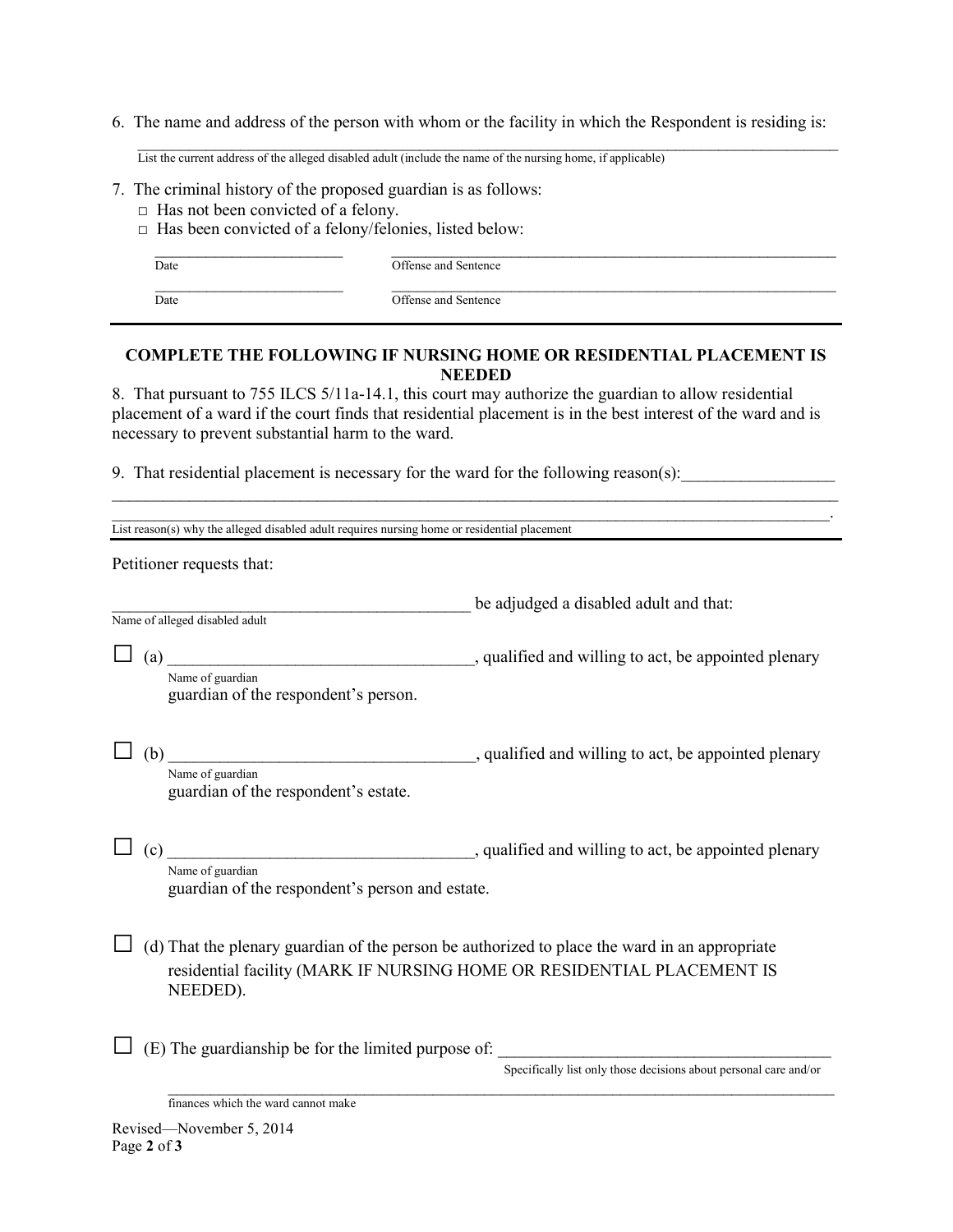6. The name and address of the person with whom or the facility in which the Respondent is residing is:

_______________________________________________________________________________________________

List the current address of the alleged disabled adult (include the name of the nursing home, if applicable)

7. The criminal history of the proposed guardian is as follows:
   - □ Has not been convicted of a felony.
   - □ Has been convicted of a felony/felonies, listed below:

| Date | Offense and Sentence |
|---|---|
| ________________________ | ________________________________________________________ |
| ________________________ | ________________________________________________________ |

---

**COMPLETE THE FOLLOWING IF NURSING HOME OR RESIDENTIAL PLACEMENT IS NEEDED**

8. That pursuant to 755 ILCS 5/11a-14.1, this court may authorize the guardian to allow residential placement of a ward if the court finds that residential placement is in the best interest of the ward and is necessary to prevent substantial harm to the ward.

9. That residential placement is necessary for the ward for the following reason(s):_________________

_______________________________________________________________________________________________

_______________________________________________________________________________________________.

List reason(s) why the alleged disabled adult requires nursing home or residential placement

---

Petitioner requests that:

_____________________________________________ be adjudged a disabled adult and that:

Name of alleged disabled adult

☐ (a) ____________________________________, qualified and willing to act, be appointed plenary
Name of guardian
guardian of the respondent's person.

☐ (b) ____________________________________, qualified and willing to act, be appointed plenary
Name of guardian
guardian of the respondent's estate.

☐ (c) ____________________________________, qualified and willing to act, be appointed plenary
Name of guardian
guardian of the respondent's person and estate.

☐ (d) That the plenary guardian of the person be authorized to place the ward in an appropriate residential facility (MARK IF NURSING HOME OR RESIDENTIAL PLACEMENT IS NEEDED).

☐ (E) The guardianship be for the limited purpose of: ________________________________________
Specifically list only those decisions about personal care and/or

_______________________________________________________________________________________________
finances which the ward cannot make

Revised—November 5, 2014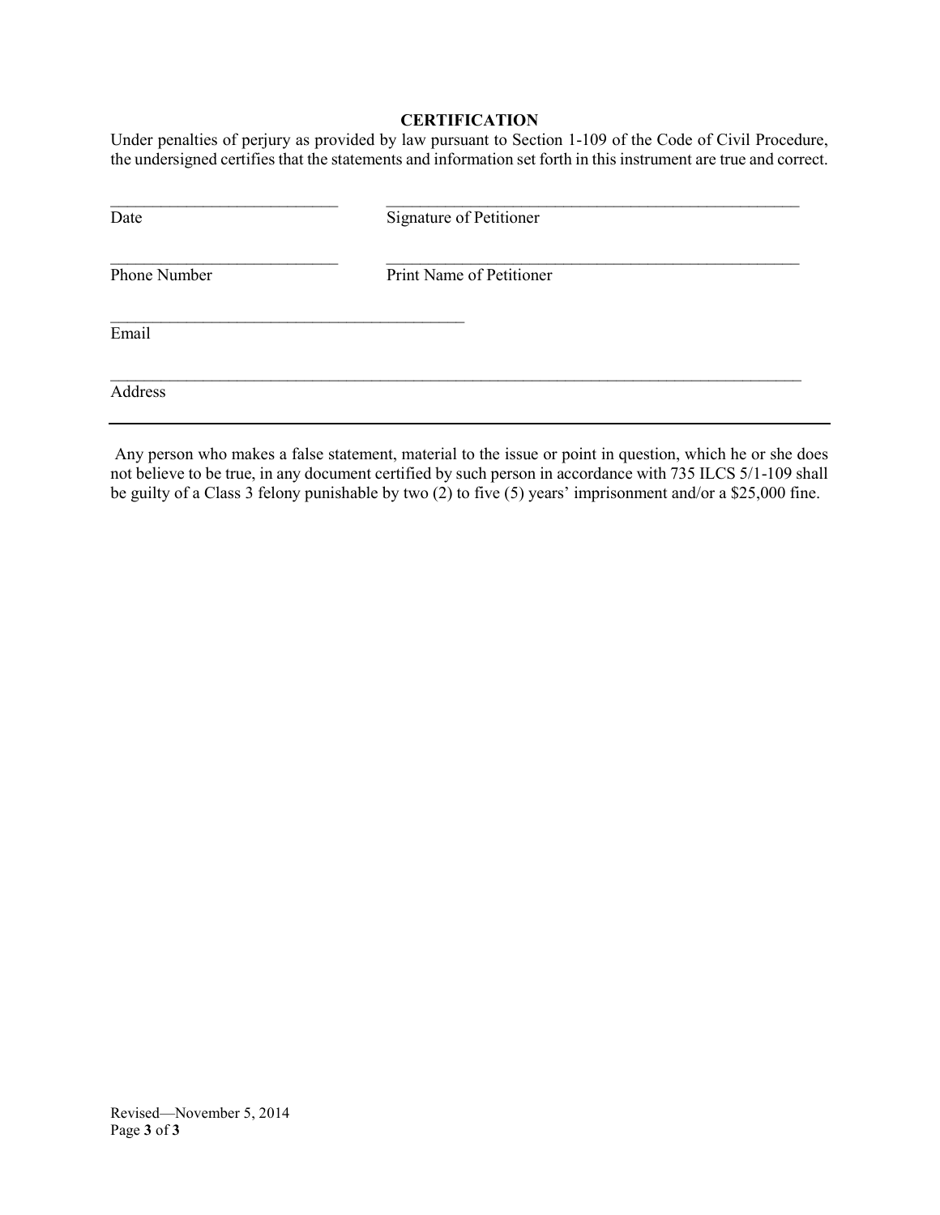**CERTIFICATION**

Under penalties of perjury as provided by law pursuant to Section 1-109 of the Code of Civil Procedure, the undersigned certifies that the statements and information set forth in this instrument are true and correct.

____________________________ ____________________________________________________

Date Signature of Petitioner

____________________________ ____________________________________________________

Phone Number Print Name of Petitioner

____________________________________________

Email

_____________________________________________________________________________________

Address

---

Any person who makes a false statement, material to the issue or point in question, which he or she does not believe to be true, in any document certified by such person in accordance with 735 ILCS 5/1-109 shall be guilty of a Class 3 felony punishable by two (2) to five (5) years' imprisonment and/or a $25,000 fine.

Revised—November 5, 2014